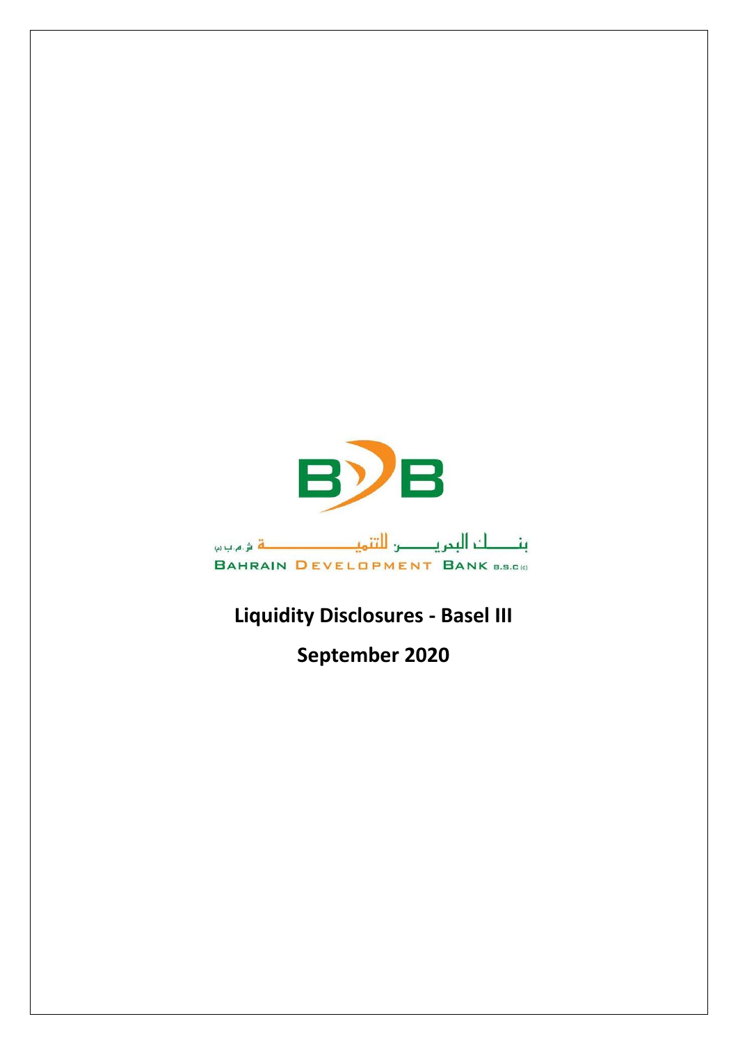بنـــــك البحريـــــن للتنميـــــــــــــــــة ش.م.ب (م)

BAHRAIN DEVELOPMENT BANK B.S.C (c)

# Liquidity Disclosures - Basel III

# September 2020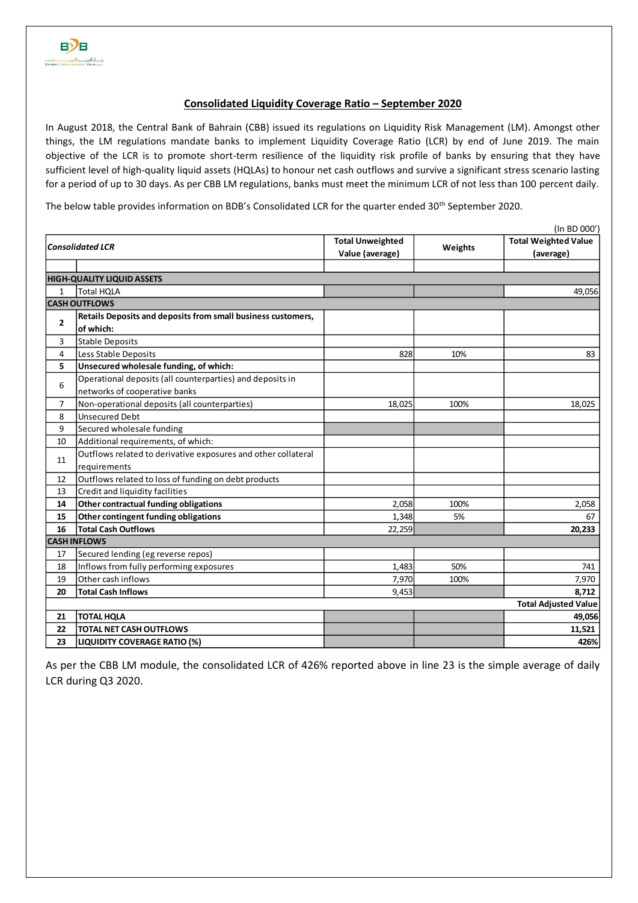## Consolidated Liquidity Coverage Ratio – September 2020

In August 2018, the Central Bank of Bahrain (CBB) issued its regulations on Liquidity Risk Management (LM). Amongst other things, the LM regulations mandate banks to implement Liquidity Coverage Ratio (LCR) by end of June 2019. The main objective of the LCR is to promote short-term resilience of the liquidity risk profile of banks by ensuring that they have sufficient level of high-quality liquid assets (HQLAs) to honour net cash outflows and survive a significant stress scenario lasting for a period of up to 30 days. As per CBB LM regulations, banks must meet the minimum LCR of not less than 100 percent daily.

The below table provides information on BDB's Consolidated LCR for the quarter ended 30th September 2020.

(In BD 000')

| *Consolidated LCR* | | Total Unweighted Value (average) | Weights | Total Weighted Value (average) |
|---|---|---|---|---|
| | | | | |
| **HIGH-QUALITY LIQUID ASSETS** | | | | |
| 1 | Total HQLA | | | 49,056 |
| **CASH OUTFLOWS** | | | | |
| **2** | **Retails Deposits and deposits from small business customers, of which:** | | | |
| 3 | Stable Deposits | | | |
| 4 | Less Stable Deposits | 828 | 10% | 83 |
| **5** | **Unsecured wholesale funding, of which:** | | | |
| 6 | Operational deposits (all counterparties) and deposits in networks of cooperative banks | | | |
| 7 | Non-operational deposits (all counterparties) | 18,025 | 100% | 18,025 |
| 8 | Unsecured Debt | | | |
| 9 | Secured wholesale funding | | | |
| 10 | Additional requirements, of which: | | | |
| 11 | Outflows related to derivative exposures and other collateral requirements | | | |
| 12 | Outflows related to loss of funding on debt products | | | |
| 13 | Credit and liquidity facilities | | | |
| **14** | **Other contractual funding obligations** | 2,058 | 100% | 2,058 |
| **15** | **Other contingent funding obligations** | 1,348 | 5% | 67 |
| **16** | **Total Cash Outflows** | 22,259 | | **20,233** |
| **CASH INFLOWS** | | | | |
| 17 | Secured lending (eg reverse repos) | | | |
| 18 | Inflows from fully performing exposures | 1,483 | 50% | 741 |
| 19 | Other cash inflows | 7,970 | 100% | 7,970 |
| **20** | **Total Cash Inflows** | 9,453 | | **8,712** |
| | | | | **Total Adjusted Value** |
| **21** | **TOTAL HQLA** | | | **49,056** |
| **22** | **TOTAL NET CASH OUTFLOWS** | | | **11,521** |
| **23** | **LIQUIDITY COVERAGE RATIO (%)** | | | **426%** |

As per the CBB LM module, the consolidated LCR of 426% reported above in line 23 is the simple average of daily LCR during Q3 2020.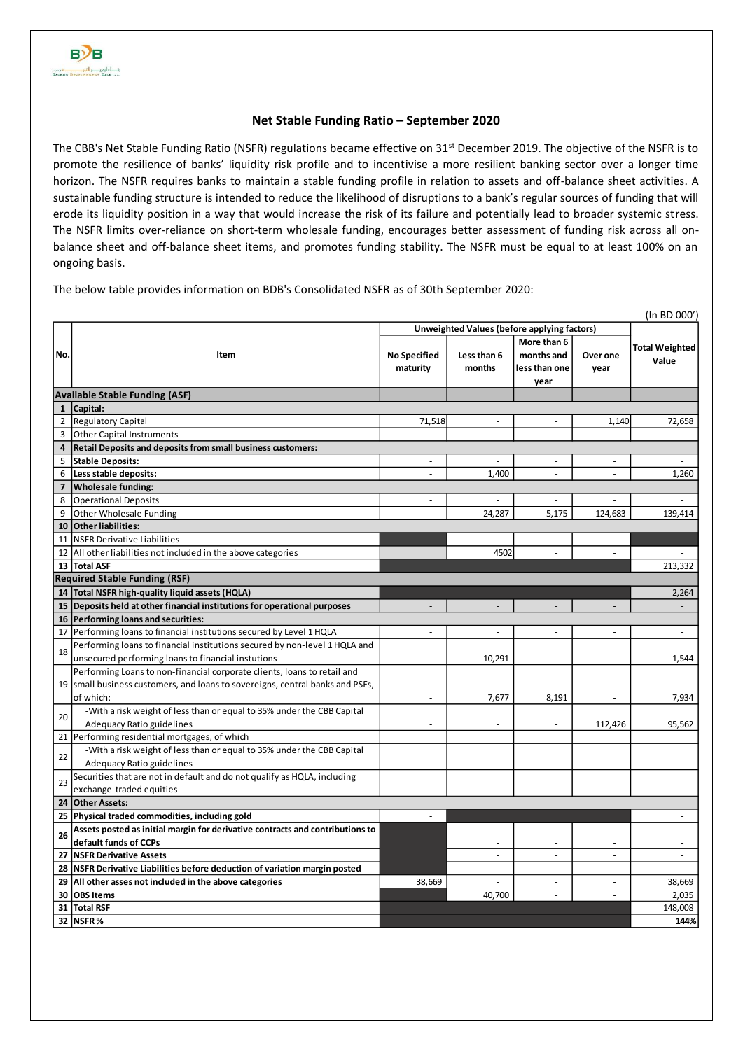## Net Stable Funding Ratio – September 2020

The CBB's Net Stable Funding Ratio (NSFR) regulations became effective on 31st December 2019. The objective of the NSFR is to promote the resilience of banks' liquidity risk profile and to incentivise a more resilient banking sector over a longer time horizon. The NSFR requires banks to maintain a stable funding profile in relation to assets and off-balance sheet activities. A sustainable funding structure is intended to reduce the likelihood of disruptions to a bank's regular sources of funding that will erode its liquidity position in a way that would increase the risk of its failure and potentially lead to broader systemic stress. The NSFR limits over-reliance on short-term wholesale funding, encourages better assessment of funding risk across all on-balance sheet and off-balance sheet items, and promotes funding stability. The NSFR must be equal to at least 100% on an ongoing basis.

The below table provides information on BDB's Consolidated NSFR as of 30th September 2020:

(In BD 000')

| No. | Item | Unweighted Values (before applying factors) | | | | Total Weighted Value |
|---|---|---|---|---|---|---|
| | | No Specified maturity | Less than 6 months | More than 6 months and less than one year | Over one year | |
| | **Available Stable Funding (ASF)** | | | | | |
| 1 | **Capital:** | | | | | |
| 2 | Regulatory Capital | 71,518 | - | - | 1,140 | 72,658 |
| 3 | Other Capital Instruments | - | - | - | - | - |
| 4 | **Retail Deposits and deposits from small business customers:** | | | | | |
| 5 | **Stable Deposits:** | - | - | - | - | - |
| 6 | **Less stable deposits:** | - | 1,400 | - | - | 1,260 |
| 7 | **Wholesale funding:** | | | | | |
| 8 | Operational Deposits | - | - | - | - | - |
| 9 | Other Wholesale Funding | - | 24,287 | 5,175 | 124,683 | 139,414 |
| 10 | **Other liabilities:** | | | | | |
| 11 | NSFR Derivative Liabilities | | - | - | - | - |
| 12 | All other liabilities not included in the above categories | | 4502 | - | - | - |
| 13 | **Total ASF** | | | | | 213,332 |
| | **Required Stable Funding (RSF)** | | | | | |
| 14 | **Total NSFR high-quality liquid assets (HQLA)** | | | | | 2,264 |
| 15 | **Deposits held at other financial institutions for operational purposes** | - | - | - | - | - |
| 16 | **Performing loans and securities:** | | | | | |
| 17 | Performing loans to financial institutions secured by Level 1 HQLA | - | - | - | - | - |
| 18 | Performing loans to financial institutions secured by non-level 1 HQLA and unsecured performing loans to financial instutions | - | 10,291 | - | - | 1,544 |
| 19 | Performing Loans to non-financial corporate clients, loans to retail and small business customers, and loans to sovereigns, central banks and PSEs, of which: | - | 7,677 | 8,191 | - | 7,934 |
| 20 | -With a risk weight of less than or equal to 35% under the CBB Capital Adequacy Ratio guidelines | - | - | - | 112,426 | 95,562 |
| 21 | Performing residential mortgages, of which | | | | | |
| 22 | -With a risk weight of less than or equal to 35% under the CBB Capital Adequacy Ratio guidelines | | | | | |
| 23 | Securities that are not in default and do not qualify as HQLA, including exchange-traded equities | | | | | |
| 24 | **Other Assets:** | | | | | |
| 25 | **Physical traded commodities, including gold** | - | | | | - |
| 26 | **Assets posted as initial margin for derivative contracts and contributions to default funds of CCPs** | | - | - | - | - |
| 27 | **NSFR Derivative Assets** | | - | - | - | - |
| 28 | **NSFR Derivative Liabilities before deduction of variation margin posted** | | - | - | - | - |
| 29 | **All other asses not included in the above categories** | 38,669 | - | - | - | 38,669 |
| 30 | **OBS Items** | | 40,700 | - | - | 2,035 |
| 31 | **Total RSF** | | | | | 148,008 |
| 32 | **NSFR %** | | | | | **144%** |